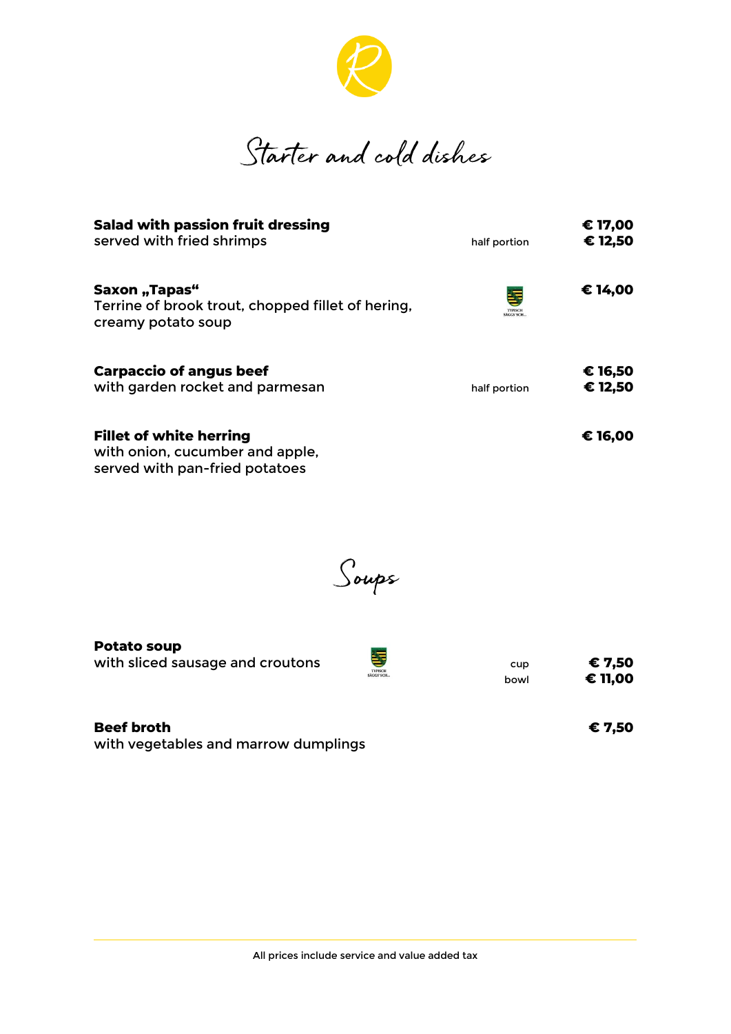# Starter and cold dishes

**Salad with passion fruit dressing** — **€ 17,00**
served with fried shrimps
half portion — **€ 12,50**

**Saxon „Tapas“** — **€ 14,00**
Terrine of brook trout, chopped fillet of hering,
creamy potato soup

**Carpaccio of angus beef** — **€ 16,50**
with garden rocket and parmesan
half portion — **€ 12,50**

**Fillet of white herring** — **€ 16,00**
with onion, cucumber and apple,
served with pan-fried potatoes

# Soups

**Potato soup**
with sliced sausage and croutons
cup — **€ 7,50**
bowl — **€ 11,00**

**Beef broth** — **€ 7,50**
with vegetables and marrow dumplings

All prices include service and value added tax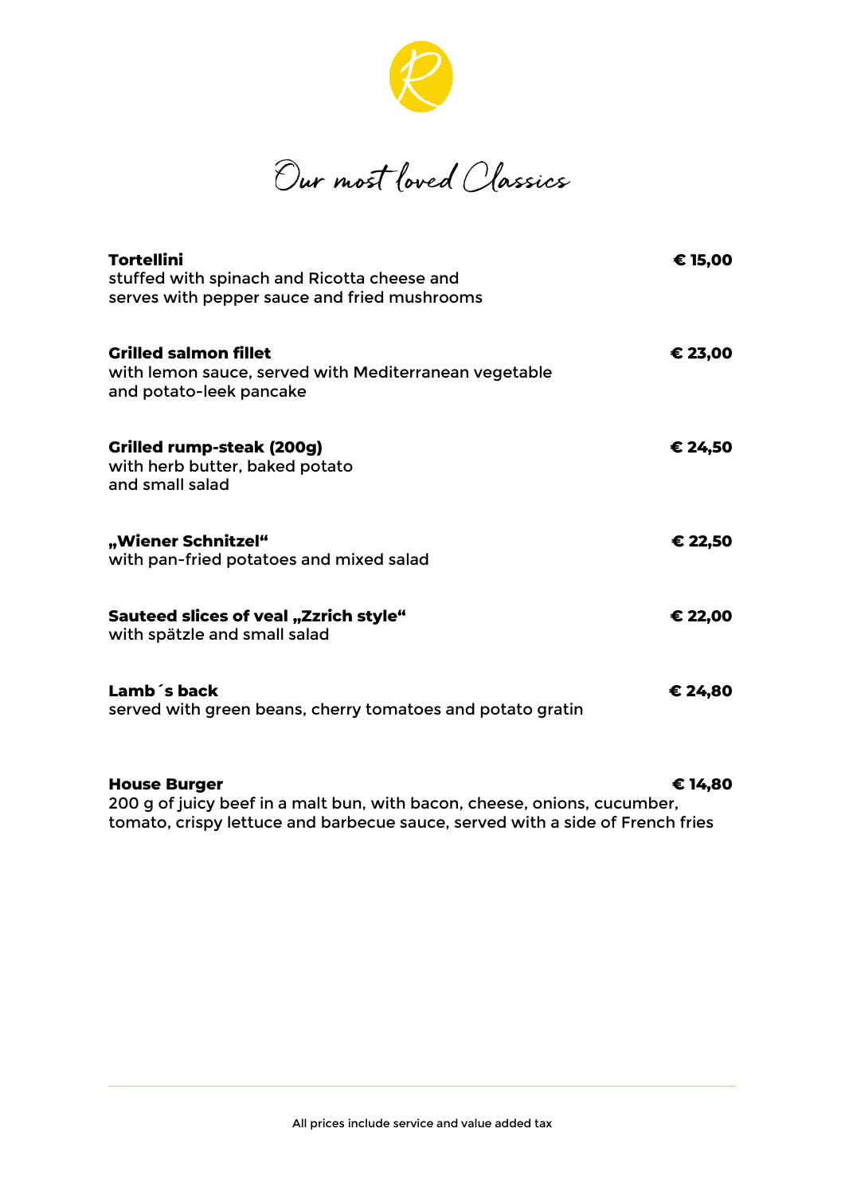# Our most loved Classics

**Tortellini** **€ 15,00**
stuffed with spinach and Ricotta cheese and
serves with pepper sauce and fried mushrooms

**Grilled salmon fillet** **€ 23,00**
with lemon sauce, served with Mediterranean vegetable
and potato-leek pancake

**Grilled rump-steak (200g)** **€ 24,50**
with herb butter, baked potato
and small salad

**„Wiener Schnitzel“** **€ 22,50**
with pan-fried potatoes and mixed salad

**Sauteed slices of veal „Zzrich style“** **€ 22,00**
with spätzle and small salad

**Lamb´s back** **€ 24,80**
served with green beans, cherry tomatoes and potato gratin

**House Burger** **€ 14,80**
200 g of juicy beef in a malt bun, with bacon, cheese, onions, cucumber,
tomato, crispy lettuce and barbecue sauce, served with a side of French fries

All prices include service and value added tax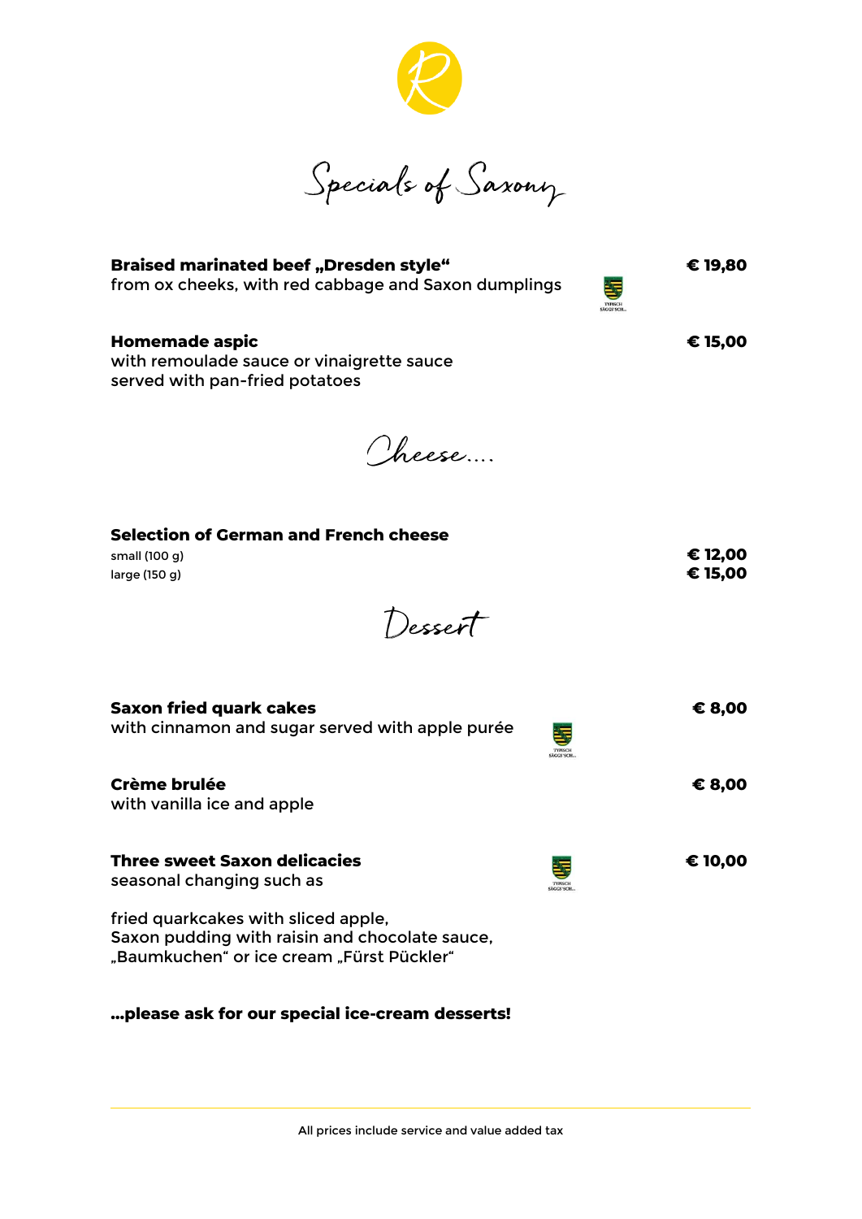# Specials of Saxony

**Braised marinated beef „Dresden style“** **€ 19,80**
from ox cheeks, with red cabbage and Saxon dumplings

**Homemade aspic** **€ 15,00**
with remoulade sauce or vinaigrette sauce
served with pan-fried potatoes

# Cheese....

**Selection of German and French cheese**

small (100 g) **€ 12,00**
large (150 g) **€ 15,00**

# Dessert

**Saxon fried quark cakes** **€ 8,00**
with cinnamon and sugar served with apple purée

**Crème brulée** **€ 8,00**
with vanilla ice and apple

**Three sweet Saxon delicacies** **€ 10,00**
seasonal changing such as

fried quarkcakes with sliced apple,
Saxon pudding with raisin and chocolate sauce,
„Baumkuchen“ or ice cream „Fürst Pückler“

**...please ask for our special ice-cream desserts!**

All prices include service and value added tax